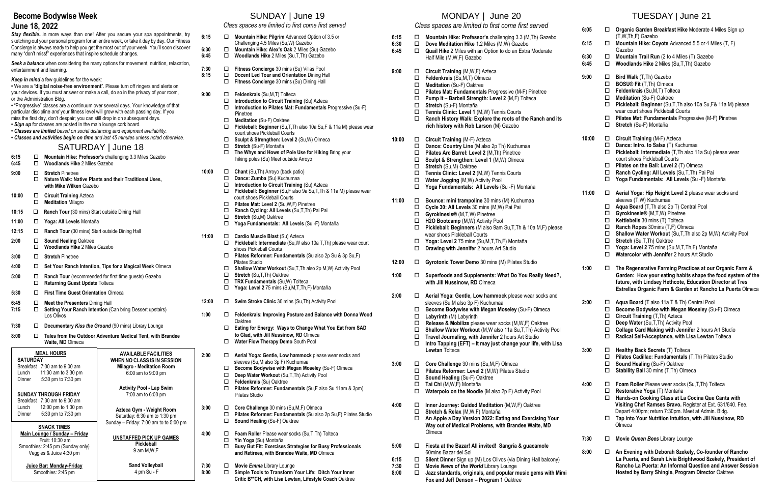# Become Bodywise Week

## June 18, 2022

***Stay flexible***...in more ways than one! After you secure your spa appointments, try sketching out your personal program for an entire week, or take it day by day. Our Fitness Concierge is always ready to help you get the most out of your week. You'll soon discover many "don't miss!" experiences that inspire schedule changes.

***Seek a balance*** when considering the many options for movement, nutrition, relaxation, entertainment and learning.

***Keep in mind*** a few guidelines for the week:

- We are a "**digital noise-free environment**". Please turn off ringers and alerts on your devices. If you must answer or make a call, do so in the privacy of your room, or the Administration Bldg.
- "Progressive" classes are a continuum over several days. Your knowledge of that particular discipline *and* your fitness level will grow with each passing day. If you miss the first day, don't despair; you can still drop in on subsequent days.
- ***Sign up*** for classes are posted in the main lounge cork board.
- ***Classes are limited*** *based on social distancing and equipment availability.*
- ***Classes and activities begin on time*** *and last 45 minutes unless noted otherwise.*

## SATURDAY | June 18

**6:15** ☐ **Mountain Hike: Professor's** challenging 3.3 Miles Gazebo
**6:45** ☐ **Woodlands Hike** 2 Miles Gazebo

**9:00** ☐ **Stretch** Pinetree
☐ **Nature Walk: Native Plants and their Traditional Uses, with Mike Wilken** Gazebo

**10:00** ☐ **Circuit Training** Azteca
☐ **Meditation** Milagro

**10:15** ☐ **Ranch Tour** (30 mins) Start outside Dining Hall

**11:00** ☐ **Yoga: All Levels** Montaña

**12:15** ☐ **Ranch Tour** (30 mins) Start outside Dining Hall

**2:00** ☐ **Sound Healing** Oaktree
☐ **Woodlands Hike** 2 Miles Gazebo

**3:00** ☐ **Stretch** Pinetree

**4:00** ☐ **Set Your Ranch Intention, Tips for a Magical Week** Olmeca

**5:00** ☐ **Ranch Tour** (recommended for first time guests) Gazebo
☐ **Returning Guest Update** Tolteca

**5:30** ☐ **First Time Guest Orientation** Olmeca

**6:45** ☐ **Meet the Presenters** Dining Hall
**7:15** ☐ **Setting Your Ranch Intention** (Can bring Dessert upstairs) Los Olivos

**7:30** ☐ **Documentary *Kiss the Ground*** (90 mins) Library Lounge

**8:00** ☐ **Tales from the Outdoor Adventure Medical Tent, with Brandee Waite, MD** Olmeca

### MEAL HOURS

**SATURDAY**
Breakfast 7:00 am to 9:00 am
Lunch 11:30 am to 3:30 pm
Dinner 5:30 pm to 7:30 pm

**SUNDAY THROUGH FRIDAY**
Breakfast 7:30 am to 9:00 am
Lunch 12:00 pm to 1:30 pm
Dinner 5:30 pm to 7:30 pm

**SNACK TIMES**
**Main Lounge / Sunday – Friday**
Fruit: 10:30 am
Smoothies: 2:45 pm (Sunday only)
Veggies & Juice 4:30 pm

**Juice Bar: Monday-Friday**
Smoothies: 2:45 pm

### AVAILABLE FACILITIES WHEN NO CLASS IS IN SESSION

**Milagro - Meditation Room**
6:00 am to 9:00 pm

**Activity Pool - Lap Swim**
7:00 am to 6:00 pm

**Azteca Gym - Weight Room**
Saturday: 6:30 am to 1:30 pm
Sunday – Friday: 7:00 am to 5:00 pm

**UNSTAFFED PICK UP GAMES**
**Pickleball**
9 am M,W,F

**Sand Volleyball**
4 pm Su - F

## SUNDAY | June 19

*Class spaces are limited to first come first served*

**6:15** ☐ **Mountain Hike: Pilgrim** Advanced Option of 3.5 or Challenging 4.5 Miles (Su,W) Gazebo
**6:30** ☐ **Mountain Hike: Alex's Oak** 2 Miles (Su) Gazebo
**6:45** ☐ **Woodlands Hike** 2 Miles (Su,T,Th) Gazebo

**7:30** ☐ **Fitness Concierge** 30 mins (Su) Villas Pool
**8:15** ☐ **Docent Led Tour and Orientation** Dining Hall
☐ **Fitness Concierge** 30 mins (Su) Dining Hall

**9:00** ☐ **Feldenkrais** (Su,M,T) Tolteca
☐ **Introduction to Circuit Training** (Su) Azteca
☐ **Introduction to Pilates Mat: Fundamentals** Progressive (Su-F) Pinetree
☐ **Meditation** (Su-F) Oaktree
☐ **Pickleball: Beginner** (Su,T,Th also 10a Su,F & 11a M) please wear court shoes Pickleball Courts
☐ **Sculpt & Strengthen: Level 2** (Su,W) Olmeca
☐ **Stretch** (Su-F) Montaña
☐ **The Whys and Hows of Pole Use for Hiking** Bring your hiking poles (Su) Meet outside Arroyo

**10:00** ☐ **Chant** (Su,Th) Arroyo (back patio)
☐ **Dance: Zumba** (Su) Kuchumaa
☐ **Introduction to Circuit Training** (Su) Azteca
☐ **Pickleball: Beginner** (Su,F also 9a Su,T,Th & 11a M) please wear court shoes Pickleball Courts
☐ **Pilates Mat: Level 2** (Su,W,F) Pinetree
☐ **Ranch Cycling: All Levels** (Su,T,Th) Pai Pai
☐ **Stretch** (Su,M) Oaktree
☐ **Yoga Fundamentals: All Levels** (Su -F) Montaña

**11:00** ☐ **Cardio Muscle Blast** (Su) Azteca
☐ **Pickleball: Intermediate** (Su,W also 10a T,Th) please wear court shoes Pickleball Courts
☐ **Pilates Reformer: Fundamentals** (Su also 2p Su & 3p Su,F) Pilates Studio
☐ **Shallow Water Workout** (Su,T,Th also 2p M,W) Activity Pool
☐ **Stretch** (Su,T,Th) Oaktree
☐ **TRX Fundamentals** (Su,W) Tolteca
☐ **Yoga: Level 2** 75 mins (Su,M,T,Th,F) Montaña

**12:00** ☐ **Swim Stroke Clinic** 30 mins (Su,Th) Activity Pool

**1:00** ☐ **Feldenkrais: Improving Posture and Balance with Donna Wood** Oaktree
☐ **Eating for Energy: Ways to Change What You Eat from SAD to Glad, with Jill Nussinow, RD** Olmeca
☐ **Water Flow Therapy Demo** South Pool

**2:00** ☐ **Aerial Yoga: Gentle, Low hammock** please wear socks and sleeves (Su,M also 3p F) Kuchumaa
☐ **Become Bodywise with Megan Moseley** (Su-F) Olmeca
☐ **Deep Water Workout** (Su,T,Th) Activity Pool
☐ **Feldenkrais** (Su) Oaktree
☐ **Pilates Reformer: Fundamentals** (Su,F also Su 11am & 3pm) Pilates Studio

**3:00** ☐ **Core Challenge** 30 mins (Su,M,F) Olmeca
☐ **Pilates Reformer: Fundamentals** (Su also 2p Su,F) Pilates Studio
☐ **Sound Healing** (Su-F) Oaktree

**4:00** ☐ **Foam Roller** Please wear socks (Su,T,Th) Tolteca
☐ **Yin Yoga** (Su) Montaña
☐ **Busy But Fit: Exercises Strategies for Busy Professionals and Retirees, with Brandee Waite, MD** Olmeca

**7:30** ☐ **Movie *Emma*** Library Lounge
**8:00** ☐ **Simple Tools to Transform Your Life: Ditch Your Inner Critic B\*\*CH, with Lisa Lewtan, Lifestyle Coach** Oaktree

## MONDAY | June 20

*Class spaces are limited to first come first served*

**6:15** ☐ **Mountain Hike: Professor's** challenging 3.3 (M,Th) Gazebo
**6:30** ☐ **Dove Meditation Hike** 1.2 Miles (M,W) Gazebo
**6:45** ☐ **Quail Hike** 2 Miles with an Option to do an Extra Moderate Half Mile (M,W,F) Gazebo

**9:00** ☐ **Circuit Training** (M,W,F) Azteca
☐ **Feldenkrais** (Su,M,T) Olmeca
☐ **Meditation** (Su-F) Oaktree
☐ **Pilates Mat: Fundamentals** Progressive (M-F) Pinetree
☐ **Pump It – Barbell Strength: Level 2** (M,F) Tolteca
☐ **Stretch** (Su-F) Montaña
☐ **Tennis Clinic: Level 1** (M,W) Tennis Courts
☐ **Ranch History Walk: Explore the roots of the Ranch and its rich history with Rob Larson** (M) Gazebo

**10:00** ☐ **Circuit Training** (M-F) Azteca
☐ **Dance: Country Line** (M also 2p Th) Kuchumaa
☐ **Pilates Arc Barrel: Level 2** (M,Th) Pinetree
☐ **Sculpt & Strengthen: Level 1** (M,W) Olmeca
☐ **Stretch** (Su,M) Oaktree
☐ **Tennis Clinic: Level 2** (M,W) Tennis Courts
☐ **Water Jogging** (M,W) Activity Pool
☐ **Yoga Fundamentals: All Levels** (Su -F) Montaña

**11:00** ☐ **Bounce: mini trampoline** 30 mins (M) Kuchumaa
☐ **Cycle 30: All Levels** 30 mins (M,W) Pai Pai
☐ **Gyrokinesis®** (M,T,W) Pinetree
☐ **H2O Bootcamp** (M,W) Activity Pool
☐ **Pickleball: Beginners** (M also 9am Su,T,Th & 10a M,F) please wear shoes Pickleball Courts
☐ **Yoga: Level 2** 75 mins (Su,M,T,Th,F) Montaña
☐ **Drawing with Jennifer** 2 hours Art Studio

**12:00** ☐ **Gyrotonic Tower Demo** 30 mins (M) Pilates Studio

**1:00** ☐ **Superfoods and Supplements: What Do You Really Need?, with Jill Nussinow, RD** Olmeca

**2:00** ☐ **Aerial Yoga: Gentle, Low hammock** please wear socks and sleeves (Su,M also 3p F) Kuchumaa
☐ **Become Bodywise with Megan Moseley** (Su-F) Olmeca
☐ **Labyrinth** (M) Labyrinth
☐ **Release & Mobilize** please wear socks (M,W,F) Oaktree
☐ **Shallow Water Workout** (M,W also 11a Su,T,Th) Activity Pool
☐ **Travel Journaling, with Jennifer** 2 hours Art Studio
☐ **Intro Tapping (EFT) – It may just change your life, with Lisa Lewtan** Tolteca

**3:00** ☐ **Core Challenge** 30 mins (Su,M,F) Olmeca
☐ **Pilates Reformer: Level 2** (M,W) Pilates Studio
☐ **Sound Healing** (Su-F) Oaktree
☐ **Tai Chi** (M,W,F) Montaña
☐ **Waterpolo on the Noodle** (M also 2p F) Activity Pool

**4:00** ☐ **Inner Journey: Guided Meditation** (M,W,F) Oaktree
☐ **Stretch & Relax** (M,W,F) Montaña
☐ **An Apple a Day Version 2022: Eating and Exercising Your Way out of Medical Problems, with Brandee Waite, MD** Olmeca

**5:00** ☐ **Fiesta at the Bazar! All invited! Sangria & guacamole** 60mins Bazar del Sol
**6:15** ☐ **Silent Dinner** Sign up (M) Los Olivos (via Dining Hall balcony)
**7:30** ☐ **Movie *News of the World*** Library Lounge
**8:00** ☐ **Jazz standards, originals, and popular music gems with Mimi Fox and Jeff Denson – Program 1** Oaktree

## TUESDAY | June 21

**6:05** ☐ **Organic Garden Breakfast Hike** Moderate 4 Miles Sign up (T,W,Th,F) Gazebo
**6:15** ☐ **Mountain Hike: Coyote** Advanced 5.5 or 4 Miles (T, F) Gazebo
**6:30** ☐ **Mountain Trail Run** (2 to 4 Miles (T) Gazebo
**6:45** ☐ **Woodlands Hike** 2 Miles (Su,T,Th) Gazebo

**9:00** ☐ **Bird Walk** (T,Th) Gazebo
☐ **BOSU® Fit** (T,Th) Olmeca
☐ **Feldenkrais** (Su,M,T) Tolteca
☐ **Meditation** (Su-F) Oaktree
☐ **Pickleball: Beginner** (Su,T,Th also 10a Su,F& 11a M) please wear court shoes Pickleball Courts
☐ **Pilates Mat: Fundamentals** Progressive (M-F) Pinetree
☐ **Stretch** (Su-F) Montaña

**10:00** ☐ **Circuit Training** (M-F) Azteca
☐ **Dance: Intro. to Salsa** (T) Kuchumaa
☐ **Pickleball: Intermediate** (T,Th also 11a Su) please wear court shoes Pickleball Courts
☐ **Pilates on the Ball: Level 2** (T) Olmeca
☐ **Ranch Cycling: All Levels** (Su,T,Th) Pai Pai
☐ **Yoga Fundamentals: All Levels** (Su -F) Montaña

**11:00** ☐ **Aerial Yoga: Hip Height Level 2** please wear socks and sleeves (T,W) Kuchumaa
☐ **Aqua Board** (T,Th also 2p T) Central Pool
☐ **Gyrokinesis®** (M,T,W) Pinetree
☐ **Kettlebells** 30 mins (T) Tolteca
☐ **Ranch Ropes** 30mins (T,F) Olmeca
☐ **Shallow Water Workout** (Su,T,Th also 2p M,W) Activity Pool
☐ **Stretch** (Su,T,Th) Oaktree
☐ **Yoga: Level 2** 75 mins (Su,M,T,Th,F) Montaña
☐ **Watercolor with Jennifer** 2 hours Art Studio

**1:00** ☐ **The Regenerative Farming Practices at our Organic Farm & Garden: How your eating habits shape the food system of the future, with Lindsey Hethcote, Education Director at Tres Estrellas Organic Farm & Garden at Rancho La Puerta** Olmeca

**2:00** ☐ **Aqua Board** (T also 11a T & Th) Central Pool
☐ **Become Bodywise with Megan Moseley** (Su-F) Olmeca
☐ **Circuit Training** (T,Th) Azteca
☐ **Deep Water** (Su,T,Th) Activity Pool
☐ **Collage Card Making with Jennifer** 2 hours Art Studio
☐ **Radical Self-Acceptance, with Lisa Lewtan** Tolteca

**3:00** ☐ **Healthy Back Secrets** (T) Tolteca
☐ **Pilates Cadillac: Fundamentals** (T,Th) Pilates Studio
☐ **Sound Healing** (Su-F) Oaktree
☐ **Stability Ball** 30 mins (T,Th) Olmeca

**4:00** ☐ **Foam Roller** Please wear socks (Su,T,Th) Tolteca
☐ **Restorative Yoga** (T) Montaña
☐ **Hands-on Cooking Class at La Cocina Que Canta with Visiting Chef Ramses Bravo.** Register at Ext. 631/640. Fee. Depart 4:00pm; return 7:30pm. Meet at Admin. Bldg.
☐ **Tap into Your Nutrition Intuition, with Jill Nussinow, RD** Olmeca

**7:30** ☐ **Movie *Queen Bees*** Library Lounge

**8:00** ☐ **An Evening with Deborah Szekely, Co-founder of Rancho La Puerta, and Sarah Livia Brightwood Szekely, President of Rancho La Puerta: An Informal Question and Answer Session Hosted by Barry Shingle, Program Director** Oaktree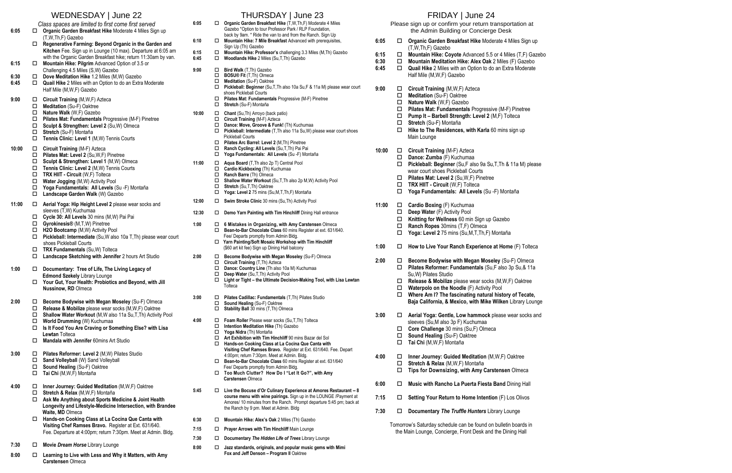# WEDNESDAY | June 22

*Class spaces are limited to first come first served*

**6:05**
- ☐ **Organic Garden Breakfast Hike** Moderate 4 Miles Sign up (T,W,Th,F) Gazebo
- ☐ **Regenerative Farming: Beyond Organic in the Garden and Kitchen** Fee. Sign up in Lounge (10 max). Departure at 6:05 am with the Organic Garden Breakfast hike; return 11:30am by van.

**6:15**
- ☐ **Mountain Hike: Pilgrim** Advanced Option of 3.5 or Challenging 4.5 Miles (S,W) Gazebo

**6:30**
- ☐ **Dove Meditation Hike** 1.2 Miles (M,W) Gazebo

**6:45**
- ☐ **Quail Hike** 2 Miles with an Option to do an Extra Moderate Half Mile (M,W,F) Gazebo

**9:00**
- ☐ **Circuit Training** (M,W,F) Azteca
- ☐ **Meditation** (Su-F) Oaktree
- ☐ **Nature Walk** (W,F) Gazebo
- ☐ **Pilates Mat: Fundamentals** Progressive (M-F) Pinetree
- ☐ **Sculpt & Strengthen: Level 2** (Su,W) Olmeca
- ☐ **Stretch** (Su-F) Montaña
- ☐ **Tennis Clinic: Level 1** (M,W) Tennis Courts

**10:00**
- ☐ **Circuit Training** (M-F) Azteca
- ☐ **Pilates Mat: Level 2** (Su,W,F) Pinetree
- ☐ **Sculpt & Strengthen: Level 1** (M,W) Olmeca
- ☐ **Tennis Clinic: Level 2** (M,W) Tennis Courts
- ☐ **TRX HIIT - Circuit** (W,F) Tolteca
- ☐ **Water Jogging** (M,W) Activity Pool
- ☐ **Yoga Fundamentals: All Levels** (Su -F) Montaña
- ☐ **Landscape Garden Walk** (W) Gazebo

**11:00**
- ☐ **Aerial Yoga: Hip Height Level 2** please wear socks and sleeves (T,W) Kuchumaa
- ☐ **Cycle 30: All Levels** 30 mins (M,W) Pai Pai
- ☐ **Gyrokinesis®** (M,T,W) Pinetree
- ☐ **H2O Bootcamp** (M,W) Activity Pool
- ☐ **Pickleball: Intermediate** (Su,W also 10a T,Th) please wear court shoes Pickleball Courts
- ☐ **TRX Fundamentals** (Su,W) Tolteca
- ☐ **Landscape Sketching with Jennifer** 2 hours Art Studio

**1:00**
- ☐ **Documentary: Tree of Life, The Living Legacy of Edmond Szekely** Library Lounge
- ☐ **Your Gut, Your Health: Probiotics and Beyond, with Jill Nussinow, RD** Olmeca

**2:00**
- ☐ **Become Bodywise with Megan Moseley** (Su-F) Olmeca
- ☐ **Release & Mobilize** please wear socks (M,W,F) Oaktree
- ☐ **Shallow Water Workout** (M,W also 11a Su,T,Th) Activity Pool
- ☐ **World Drumming** (W) Kuchumaa
- ☐ **Is It Food You Are Craving or Something Else? with Lisa Lewtan** Tolteca
- ☐ **Mandala with Jennifer** 60mins Art Studio

**3:00**
- ☐ **Pilates Reformer: Level 2** (M,W) Pilates Studio
- ☐ **Sand Volleyball** (W) Sand Volleyball
- ☐ **Sound Healing** (Su-F) Oaktree
- ☐ **Tai Chi** (M,W,F) Montaña

**4:00**
- ☐ **Inner Journey: Guided Meditation** (M,W,F) Oaktree
- ☐ **Stretch & Relax** (M,W,F) Montaña
- ☐ **Ask Me Anything about Sports Medicine & Joint Health Longevity and Lifestyle-Medicine Intersection, with Brandee Waite, MD** Olmeca
- ☐ **Hands-on Cooking Class at La Cocina Que Canta with Visiting Chef Ramses Bravo.** Register at Ext. 631/640. Fee. Departure at 4:00pm; return 7:30pm. Meet at Admin. Bldg.

**7:30**
- ☐ **Movie *Dream Horse*** Library Lounge

**8:00**
- ☐ **Learning to Live with Less and Why it Matters, with Amy Carstensen** Olmeca

# THURSDAY | June 23

**6:05**
- ☐ **Organic Garden Breakfast Hike** (T,W,Th,F) Moderate 4 Miles Gazebo *Option to tour Professor Park / RLP Foundation, back by 9am. * Ride the van to and from the Ranch. Sign Up

**6:10**
- ☐ **Mountain Hike: 7 Mile Breakfast** Advanced with prerequisites, Sign Up (Th) Gazebo

**6:15**
- ☐ **Mountain Hike: Professor's** challenging 3.3 Miles (M,Th) Gazebo

**6:45**
- ☐ **Woodlands Hike** 2 Miles (Su,T,Th) Gazebo

**9:00**
- ☐ **Bird Walk** (T,Th) Gazebo
- ☐ **BOSU® Fit** (T,Th) Olmeca
- ☐ **Meditation** (Su-F) Oaktree
- ☐ **Pickleball: Beginner** (Su,T,Th also 10a Su,F & 11a M) please wear court shoes Pickleball Courts
- ☐ **Pilates Mat: Fundamentals** Progressive (M-F) Pinetree
- ☐ **Stretch** (Su-F) Montaña

**10:00**
- ☐ **Chant** (Su,Th) Arroyo (back patio)
- ☐ **Circuit Training** (M-F) Azteca
- ☐ **Dance: Move, Groove & Funk!** (Th) Kuchumaa
- ☐ **Pickleball: Intermediate** (T,Th also 11a Su,W) please wear court shoes Pickleball Courts
- ☐ **Pilates Arc Barrel: Level 2** (M,Th) Pinetree
- ☐ **Ranch Cycling: All Levels** (Su,T,Th) Pai Pai
- ☐ **Yoga Fundamentals: All Levels** (Su -F) Montaña

**11:00**
- ☐ **Aqua Board** (T,Th also 2p T) Central Pool
- ☐ **Cardio Kickboxing** (Th) Kuchumaa
- ☐ **Ranch Barre** (Th) Olmeca
- ☐ **Shallow Water Workout** (Su,T,Th also 2p M,W) Activity Pool
- ☐ **Stretch** (Su,T,Th) Oaktree
- ☐ **Yoga: Level 2** 75 mins (Su,M,T,Th,F) Montaña

**12:00**
- ☐ **Swim Stroke Clinic** 30 mins (Su,Th) Activity Pool

**12:30**
- ☐ **Demo Yarn Painting with Tim Hinchliff** Dining Hall entrance

**1:00**
- ☐ **6 Mistakes in Organizing, with Amy Carstensen** Olmeca
- ☐ **Bean-to-Bar Chocolate Class** 60 mins Register at ext. 631/640. Fee/ Departs promptly from Admin Bldg.
- ☐ **Yarn Painting/Soft Mosaic Workshop with Tim Hinchliff** ($60 art kit fee) Sign up Dining Hall balcony

**2:00**
- ☐ **Become Bodywise with Megan Moseley** (Su-F) Olmeca
- ☐ **Circuit Training** (T,Th) Azteca
- ☐ **Dance: Country Line** (Th also 10a M) Kuchumaa
- ☐ **Deep Water** (Su,T,Th) Activity Pool
- ☐ **Light or Tight – the Ultimate Decision-Making Tool, with Lisa Lewtan** Tolteca

**3:00**
- ☐ **Pilates Cadillac: Fundamentals** (T,Th) Pilates Studio
- ☐ **Sound Healing** (Su-F) Oaktree
- ☐ **Stability Ball** 30 mins (T,Th) Olmeca

**4:00**
- ☐ **Foam Roller** Please wear socks (Su,T,Th) Tolteca
- ☐ **Intention Meditation Hike** (Th) Gazebo
- ☐ **Yoga Nidra** (Th) Montaña
- ☐ **Art Exhibition with Tim Hinchliff** 90 mins Bazar del Sol
- ☐ **Hands-on Cooking Class at La Cocina Que Canta with Visiting Chef Ramses Bravo.** Register at Ext. 631/640. Fee. Depart 4:00pm; return 7:30pm. Meet at Admin. Bldg.
- ☐ **Bean-to-Bar Chocolate Class** 60 mins Register at ext. 631/640 Fee/ Departs promptly from Admin Bldg.
- ☐ **Too Much Clutter? How Do I "Let It Go?", with Amy Carstensen** Olmeca

**5:45**
- ☐ **Live the Bocuse d'Or Culinary Experience at Amores Restaurant -- 8 course menu with wine pairings.** Sign up in the LOUNGE /Payment at Amores/ 10 minutes from the Ranch. Prompt departure 5:45 pm; back at the Ranch by 9 pm. Meet at Admin. Bldg

**6:30**
- ☐ **Mountain Hike: Alex's Oak** 2 Miles (Th) Gazebo

**7:15**
- ☐ **Prayer Arrows with Tim Hinchliff** Main Lounge

**7:30**
- ☐ **Documentary *The Hidden Life of Trees*** Library Lounge

**8:00**
- ☐ **Jazz standards, originals, and popular music gems with Mimi Fox and Jeff Denson – Program II** Oaktree

# FRIDAY | June 24

Please sign up or confirm your return transportation at the Admin Building or Concierge Desk

**6:05**
- ☐ **Organic Garden Breakfast Hike** Moderate 4 Miles Sign up (T,W,Th,F) Gazebo

**6:15**
- ☐ **Mountain Hike: Coyote** Advanced 5.5 or 4 Miles (T,F) Gazebo

**6:30**
- ☐ **Mountain Meditation Hike: Alex Oak** 2 Miles (F) Gazebo

**6:45**
- ☐ **Quail Hike** 2 Miles with an Option to do an Extra Moderate Half Mile (M,W,F) Gazebo

**9:00**
- ☐ **Circuit Training** (M,W,F) Azteca
- ☐ **Meditation** (Su-F) Oaktree
- ☐ **Nature Walk** (W,F) Gazebo
- ☐ **Pilates Mat: Fundamentals** Progressive (M-F) Pinetree
- ☐ **Pump It – Barbell Strength: Level 2** (M,F) Tolteca
- ☐ **Stretch** (Su-F) Montaña
- ☐ **Hike to The Residences, with Karla** 60 mins sign up Main Lounge

**10:00**
- ☐ **Circuit Training** (M-F) Azteca
- ☐ **Dance: Zumba** (F) Kuchumaa
- ☐ **Pickleball: Beginner** (Su,F also 9a Su,T,Th & 11a M) please wear court shoes Pickleball Courts
- ☐ **Pilates Mat: Level 2** (Su,W,F) Pinetree
- ☐ **TRX HIIT - Circuit** (W,F) Tolteca
- ☐ **Yoga Fundamentals: All Levels** (Su -F) Montaña

**11:00**
- ☐ **Cardio Boxing** (F) Kuchumaa
- ☐ **Deep Water** (F) Activity Pool
- ☐ **Knitting for Wellness** 60 min Sign up Gazebo
- ☐ **Ranch Ropes** 30mins (T,F) Olmeca
- ☐ **Yoga: Level 2** 75 mins (Su,M,T,Th,F) Montaña

**1:00**
- ☐ **How to Live Your Ranch Experience at Home** (F) Tolteca

**2:00**
- ☐ **Become Bodywise with Megan Moseley** (Su-F) Olmeca
- ☐ **Pilates Reformer: Fundamentals** (Su,F also 3p Su,& 11a Su,W) Pilates Studio
- ☐ **Release & Mobilize** please wear socks (M,W,F) Oaktree
- ☐ **Waterpolo on the Noodle** (F) Activity Pool
- ☐ **Where Am I? The fascinating natural history of Tecate, Baja California, & Mexico, with Mike Wilken** Library Lounge

**3:00**
- ☐ **Aerial Yoga: Gentle, Low hammock** please wear socks and sleeves (Su,M also 3p F) Kuchumaa
- ☐ **Core Challenge** 30 mins (Su,F) Olmeca
- ☐ **Sound Healing** (Su-F) Oaktree
- ☐ **Tai Chi** (M,W,F) Montaña

**4:00**
- ☐ **Inner Journey: Guided Meditation** (M,W,F) Oaktree
- ☐ **Stretch & Relax** (M,W,F) Montaña
- ☐ **Tips for Downsizing, with Amy Carstensen** Olmeca

**6:00**
- ☐ **Music with Rancho La Puerta Fiesta Band** Dining Hall

**7:15**
- ☐ **Setting Your Return to Home Intention** (F) Los Olivos

**7:30**
- ☐ **Documentary *The Truffle Hunters*** Library Lounge

Tomorrow's Saturday schedule can be found on bulletin boards in the Main Lounge, Concierge, Front Desk and the Dining Hall